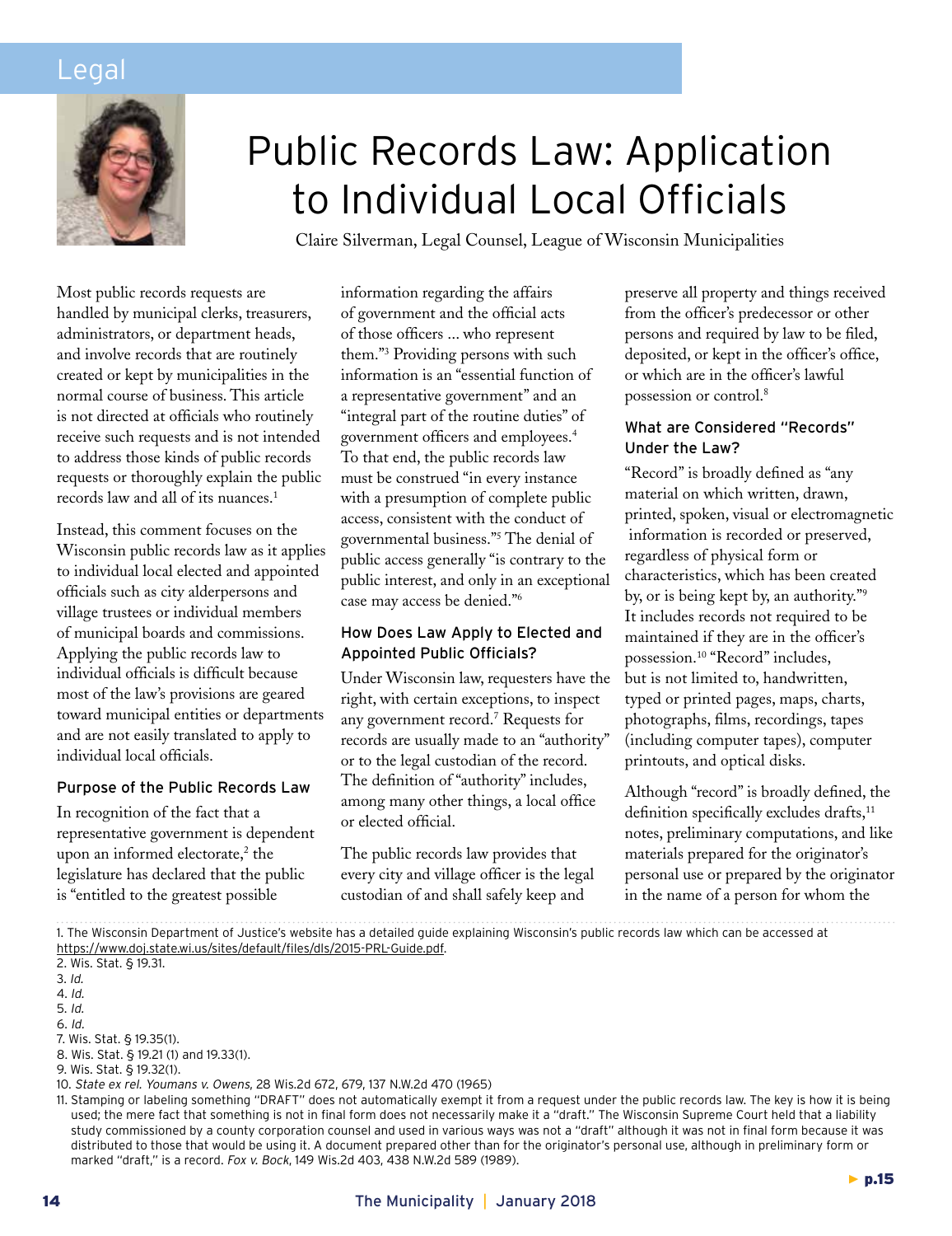Legal

# Public Records Law: Application to Individual Local Officials

Claire Silverman, Legal Counsel, League of Wisconsin Municipalities

Most public records requests are handled by municipal clerks, treasurers, administrators, or department heads, and involve records that are routinely created or kept by municipalities in the normal course of business. This article is not directed at officials who routinely receive such requests and is not intended to address those kinds of public records requests or thoroughly explain the public records law and all of its nuances.[1]

Instead, this comment focuses on the Wisconsin public records law as it applies to individual local elected and appointed officials such as city alderpersons and village trustees or individual members of municipal boards and commissions. Applying the public records law to individual officials is difficult because most of the law's provisions are geared toward municipal entities or departments and are not easily translated to apply to individual local officials.

## Purpose of the Public Records Law

In recognition of the fact that a representative government is dependent upon an informed electorate,[2] the legislature has declared that the public is "entitled to the greatest possible information regarding the affairs of government and the official acts of those officers … who represent them."[3] Providing persons with such information is an "essential function of a representative government" and an "integral part of the routine duties" of government officers and employees.[4] To that end, the public records law must be construed "in every instance with a presumption of complete public access, consistent with the conduct of governmental business."[5] The denial of public access generally "is contrary to the public interest, and only in an exceptional case may access be denied."[6]

## How Does Law Apply to Elected and Appointed Public Officials?

Under Wisconsin law, requesters have the right, with certain exceptions, to inspect any government record.[7] Requests for records are usually made to an "authority" or to the legal custodian of the record. The definition of "authority" includes, among many other things, a local office or elected official.

The public records law provides that every city and village officer is the legal custodian of and shall safely keep and preserve all property and things received from the officer's predecessor or other persons and required by law to be filed, deposited, or kept in the officer's office, or which are in the officer's lawful possession or control.[8]

## What are Considered "Records" Under the Law?

"Record" is broadly defined as "any material on which written, drawn, printed, spoken, visual or electromagnetic information is recorded or preserved, regardless of physical form or characteristics, which has been created by, or is being kept by, an authority."[9] It includes records not required to be maintained if they are in the officer's possession.[10] "Record" includes, but is not limited to, handwritten, typed or printed pages, maps, charts, photographs, films, recordings, tapes (including computer tapes), computer printouts, and optical disks.

Although "record" is broadly defined, the definition specifically excludes drafts,[11] notes, preliminary computations, and like materials prepared for the originator's personal use or prepared by the originator in the name of a person for whom the

---

1. The Wisconsin Department of Justice's website has a detailed guide explaining Wisconsin's public records law which can be accessed at https://www.doj.state.wi.us/sites/default/files/dls/2015-PRL-Guide.pdf.
2. Wis. Stat. § 19.31.
3. *Id.*
4. *Id.*
5. *Id.*
6. *Id.*
7. Wis. Stat. § 19.35(1).
8. Wis. Stat. § 19.21 (1) and 19.33(1).
9. Wis. Stat. § 19.32(1).
10. *State ex rel. Youmans v. Owens*, 28 Wis.2d 672, 679, 137 N.W.2d 470 (1965)
11. Stamping or labeling something "DRAFT" does not automatically exempt it from a request under the public records law. The key is how it is being used; the mere fact that something is not in final form does not necessarily make it a "draft." The Wisconsin Supreme Court held that a liability study commissioned by a county corporation counsel and used in various ways was not a "draft" although it was not in final form because it was distributed to those that would be using it. A document prepared other than for the originator's personal use, although in preliminary form or marked "draft," is a record. *Fox v. Bock*, 149 Wis.2d 403, 438 N.W.2d 589 (1989).

► p.15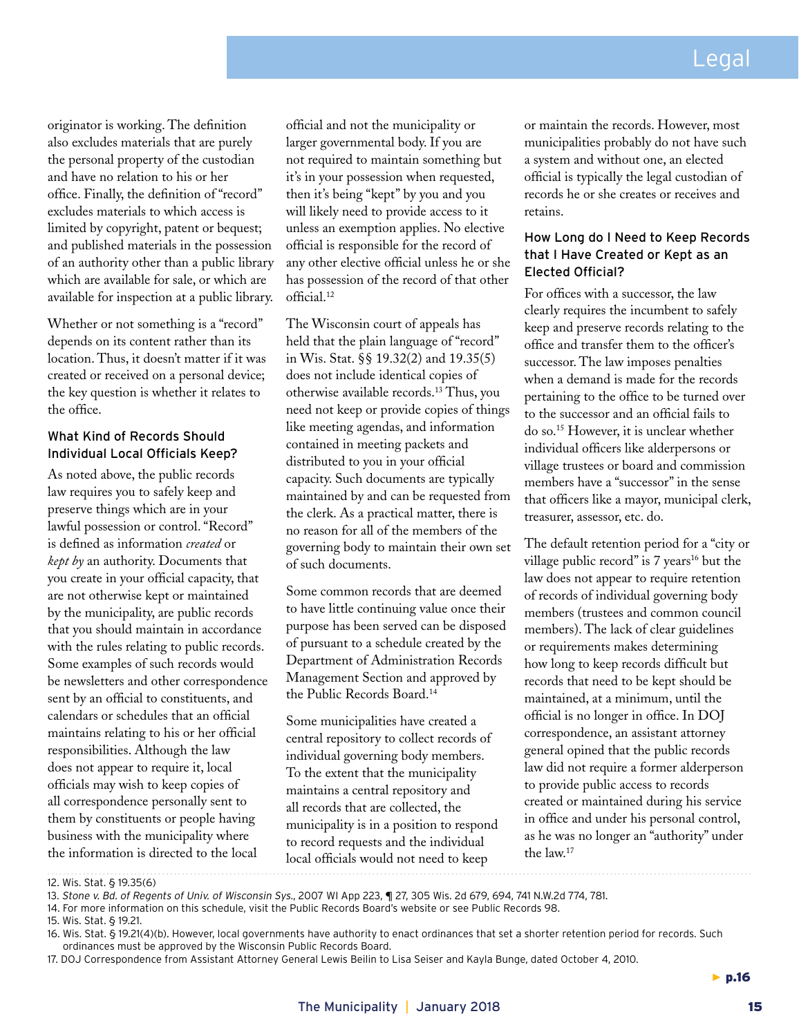originator is working. The definition also excludes materials that are purely the personal property of the custodian and have no relation to his or her office. Finally, the definition of "record" excludes materials to which access is limited by copyright, patent or bequest; and published materials in the possession of an authority other than a public library which are available for sale, or which are available for inspection at a public library.

Whether or not something is a "record" depends on its content rather than its location. Thus, it doesn't matter if it was created or received on a personal device; the key question is whether it relates to the office.

### What Kind of Records Should Individual Local Officials Keep?

As noted above, the public records law requires you to safely keep and preserve things which are in your lawful possession or control. "Record" is defined as information *created* or *kept by* an authority. Documents that you create in your official capacity, that are not otherwise kept or maintained by the municipality, are public records that you should maintain in accordance with the rules relating to public records. Some examples of such records would be newsletters and other correspondence sent by an official to constituents, and calendars or schedules that an official maintains relating to his or her official responsibilities. Although the law does not appear to require it, local officials may wish to keep copies of all correspondence personally sent to them by constituents or people having business with the municipality where the information is directed to the local official and not the municipality or larger governmental body. If you are not required to maintain something but it's in your possession when requested, then it's being "kept" by you and you will likely need to provide access to it unless an exemption applies. No elective official is responsible for the record of any other elective official unless he or she has possession of the record of that other official.[12]

The Wisconsin court of appeals has held that the plain language of "record" in Wis. Stat. §§ 19.32(2) and 19.35(5) does not include identical copies of otherwise available records.[13] Thus, you need not keep or provide copies of things like meeting agendas, and information contained in meeting packets and distributed to you in your official capacity. Such documents are typically maintained by and can be requested from the clerk. As a practical matter, there is no reason for all of the members of the governing body to maintain their own set of such documents.

Some common records that are deemed to have little continuing value once their purpose has been served can be disposed of pursuant to a schedule created by the Department of Administration Records Management Section and approved by the Public Records Board.[14]

Some municipalities have created a central repository to collect records of individual governing body members. To the extent that the municipality maintains a central repository and all records that are collected, the municipality is in a position to respond to record requests and the individual local officials would not need to keep or maintain the records. However, most municipalities probably do not have such a system and without one, an elected official is typically the legal custodian of records he or she creates or receives and retains.

### How Long do I Need to Keep Records that I Have Created or Kept as an Elected Official?

For offices with a successor, the law clearly requires the incumbent to safely keep and preserve records relating to the office and transfer them to the officer's successor. The law imposes penalties when a demand is made for the records pertaining to the office to be turned over to the successor and an official fails to do so.[15] However, it is unclear whether individual officers like alderpersons or village trustees or board and commission members have a "successor" in the sense that officers like a mayor, municipal clerk, treasurer, assessor, etc. do.

The default retention period for a "city or village public record" is 7 years[16] but the law does not appear to require retention of records of individual governing body members (trustees and common council members). The lack of clear guidelines or requirements makes determining how long to keep records difficult but records that need to be kept should be maintained, at a minimum, until the official is no longer in office. In DOJ correspondence, an assistant attorney general opined that the public records law did not require a former alderperson to provide public access to records created or maintained during his service in office and under his personal control, as he was no longer an "authority" under the law.[17]

---

12. Wis. Stat. § 19.35(6)
13. *Stone v. Bd. of Regents of Univ. of Wisconsin Sys.*, 2007 WI App 223, ¶ 27, 305 Wis. 2d 679, 694, 741 N.W.2d 774, 781.
14. For more information on this schedule, visit the Public Records Board's website or see Public Records 98.
15. Wis. Stat. § 19.21.
16. Wis. Stat. § 19.21(4)(b). However, local governments have authority to enact ordinances that set a shorter retention period for records. Such ordinances must be approved by the Wisconsin Public Records Board.
17. DOJ Correspondence from Assistant Attorney General Lewis Beilin to Lisa Seiser and Kayla Bunge, dated October 4, 2010.

► p.16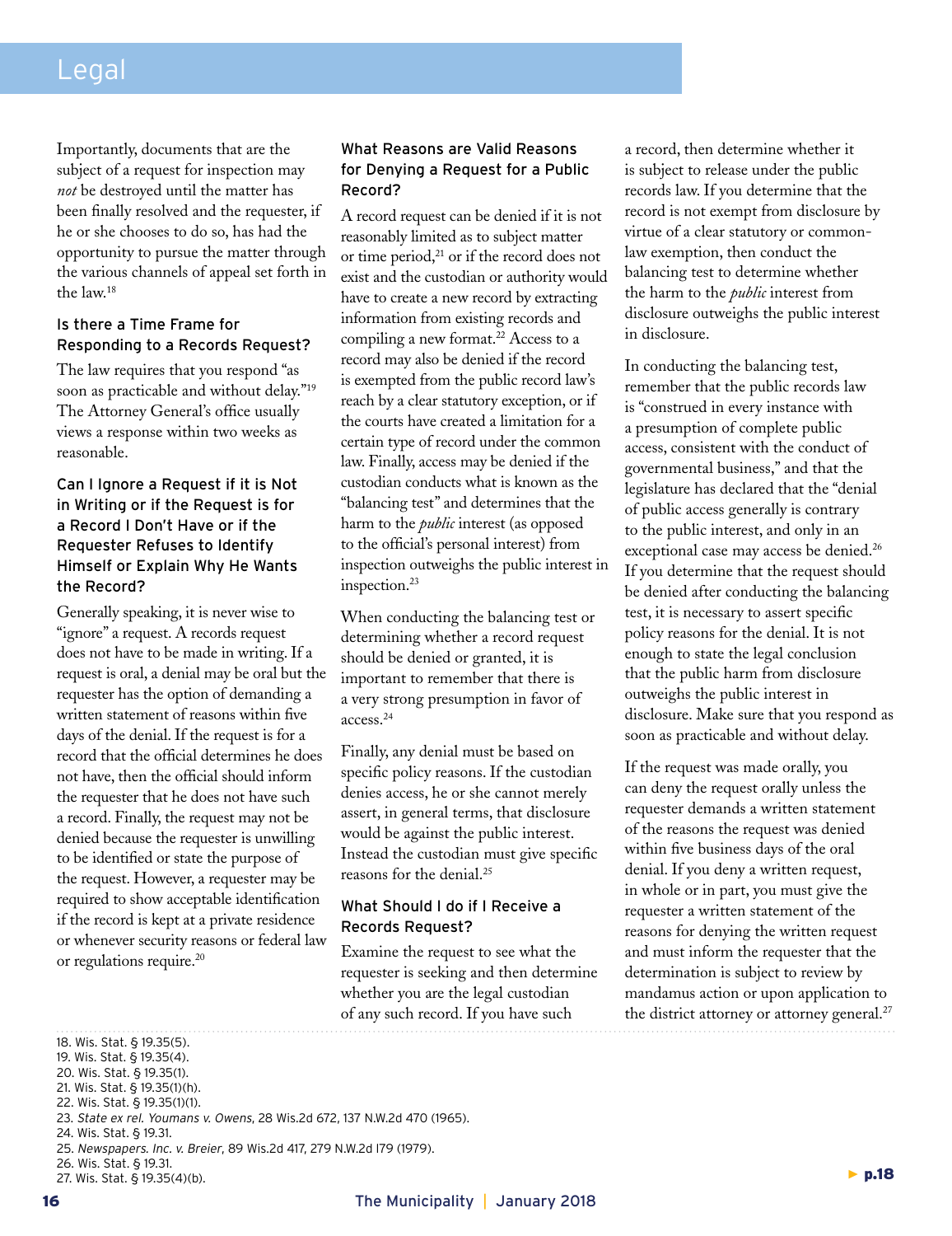Importantly, documents that are the subject of a request for inspection may *not* be destroyed until the matter has been finally resolved and the requester, if he or she chooses to do so, has had the opportunity to pursue the matter through the various channels of appeal set forth in the law.[18]

### Is there a Time Frame for Responding to a Records Request?

The law requires that you respond "as soon as practicable and without delay."[19] The Attorney General's office usually views a response within two weeks as reasonable.

### Can I Ignore a Request if it is Not in Writing or if the Request is for a Record I Don't Have or if the Requester Refuses to Identify Himself or Explain Why He Wants the Record?

Generally speaking, it is never wise to "ignore" a request. A records request does not have to be made in writing. If a request is oral, a denial may be oral but the requester has the option of demanding a written statement of reasons within five days of the denial. If the request is for a record that the official determines he does not have, then the official should inform the requester that he does not have such a record. Finally, the request may not be denied because the requester is unwilling to be identified or state the purpose of the request. However, a requester may be required to show acceptable identification if the record is kept at a private residence or whenever security reasons or federal law or regulations require.[20]

### What Reasons are Valid Reasons for Denying a Request for a Public Record?

A record request can be denied if it is not reasonably limited as to subject matter or time period,[21] or if the record does not exist and the custodian or authority would have to create a new record by extracting information from existing records and compiling a new format.[22] Access to a record may also be denied if the record is exempted from the public record law's reach by a clear statutory exception, or if the courts have created a limitation for a certain type of record under the common law. Finally, access may be denied if the custodian conducts what is known as the "balancing test" and determines that the harm to the *public* interest (as opposed to the official's personal interest) from inspection outweighs the public interest in inspection.[23]

When conducting the balancing test or determining whether a record request should be denied or granted, it is important to remember that there is a very strong presumption in favor of access.[24]

Finally, any denial must be based on specific policy reasons. If the custodian denies access, he or she cannot merely assert, in general terms, that disclosure would be against the public interest. Instead the custodian must give specific reasons for the denial.[25]

### What Should I do if I Receive a Records Request?

Examine the request to see what the requester is seeking and then determine whether you are the legal custodian of any such record. If you have such a record, then determine whether it is subject to release under the public records law. If you determine that the record is not exempt from disclosure by virtue of a clear statutory or common-law exemption, then conduct the balancing test to determine whether the harm to the *public* interest from disclosure outweighs the public interest in disclosure.

In conducting the balancing test, remember that the public records law is "construed in every instance with a presumption of complete public access, consistent with the conduct of governmental business," and that the legislature has declared that the "denial of public access generally is contrary to the public interest, and only in an exceptional case may access be denied.[26] If you determine that the request should be denied after conducting the balancing test, it is necessary to assert specific policy reasons for the denial. It is not enough to state the legal conclusion that the public harm from disclosure outweighs the public interest in disclosure. Make sure that you respond as soon as practicable and without delay.

If the request was made orally, you can deny the request orally unless the requester demands a written statement of the reasons the request was denied within five business days of the oral denial. If you deny a written request, in whole or in part, you must give the requester a written statement of the reasons for denying the written request and must inform the requester that the determination is subject to review by mandamus action or upon application to the district attorney or attorney general.[27]

---

18. Wis. Stat. § 19.35(5).
19. Wis. Stat. § 19.35(4).
20. Wis. Stat. § 19.35(1).
21. Wis. Stat. § 19.35(1)(h).
22. Wis. Stat. § 19.35(1)(l).
23. *State ex rel. Youmans v. Owens*, 28 Wis.2d 672, 137 N.W.2d 470 (1965).
24. Wis. Stat. § 19.31.
25. *Newspapers. Inc. v. Breier*, 89 Wis.2d 417, 279 N.W.2d 179 (1979).
26. Wis. Stat. § 19.31.
27. Wis. Stat. § 19.35(4)(b).

► p.18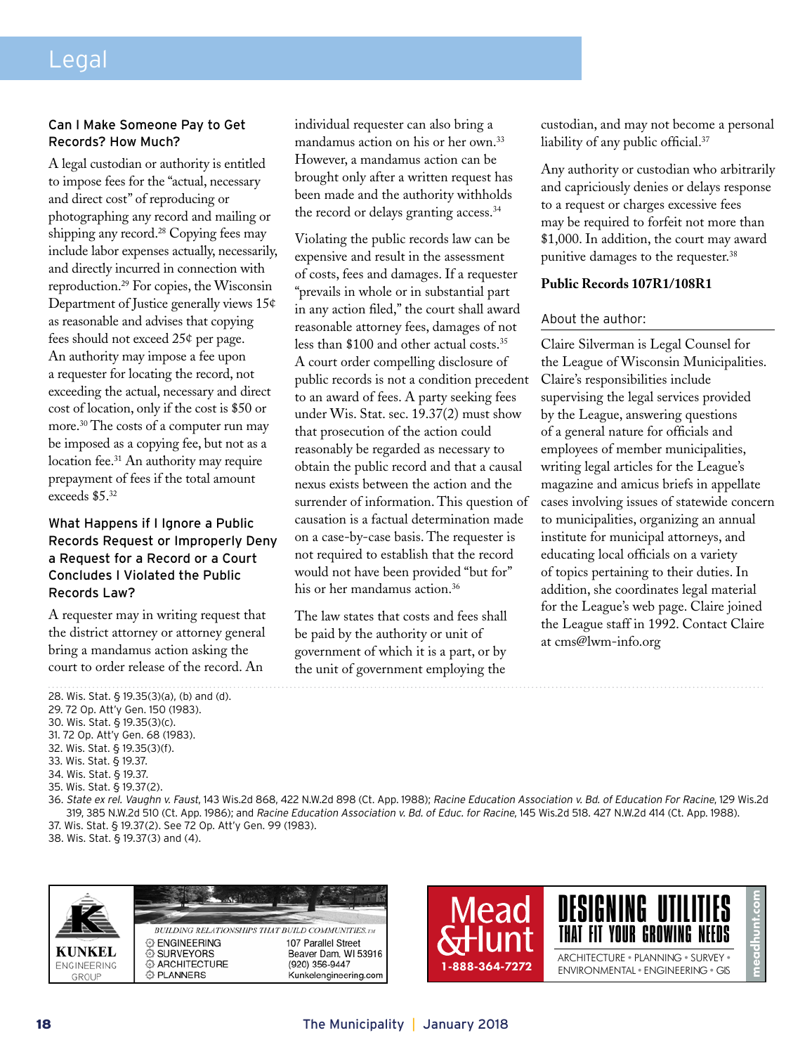## Can I Make Someone Pay to Get Records? How Much?

A legal custodian or authority is entitled to impose fees for the "actual, necessary and direct cost" of reproducing or photographing any record and mailing or shipping any record.[28] Copying fees may include labor expenses actually, necessarily, and directly incurred in connection with reproduction.[29] For copies, the Wisconsin Department of Justice generally views 15¢ as reasonable and advises that copying fees should not exceed 25¢ per page. An authority may impose a fee upon a requester for locating the record, not exceeding the actual, necessary and direct cost of location, only if the cost is $50 or more.[30] The costs of a computer run may be imposed as a copying fee, but not as a location fee.[31] An authority may require prepayment of fees if the total amount exceeds $5.[32]

## What Happens if I Ignore a Public Records Request or Improperly Deny a Request for a Record or a Court Concludes I Violated the Public Records Law?

A requester may in writing request that the district attorney or attorney general bring a mandamus action asking the court to order release of the record. An individual requester can also bring a mandamus action on his or her own.[33] However, a mandamus action can be brought only after a written request has been made and the authority withholds the record or delays granting access.[34]

Violating the public records law can be expensive and result in the assessment of costs, fees and damages. If a requester "prevails in whole or in substantial part in any action filed," the court shall award reasonable attorney fees, damages of not less than $100 and other actual costs.[35] A court order compelling disclosure of public records is not a condition precedent to an award of fees. A party seeking fees under Wis. Stat. sec. 19.37(2) must show that prosecution of the action could reasonably be regarded as necessary to obtain the public record and that a causal nexus exists between the action and the surrender of information. This question of causation is a factual determination made on a case-by-case basis. The requester is not required to establish that the record would not have been provided "but for" his or her mandamus action.[36]

The law states that costs and fees shall be paid by the authority or unit of government of which it is a part, or by the unit of government employing the custodian, and may not become a personal liability of any public official.[37]

Any authority or custodian who arbitrarily and capriciously denies or delays response to a request or charges excessive fees may be required to forfeit not more than $1,000. In addition, the court may award punitive damages to the requester.[38]

**Public Records 107R1/108R1**

### About the author:

Claire Silverman is Legal Counsel for the League of Wisconsin Municipalities. Claire's responsibilities include supervising the legal services provided by the League, answering questions of a general nature for officials and employees of member municipalities, writing legal articles for the League's magazine and amicus briefs in appellate cases involving issues of statewide concern to municipalities, organizing an annual institute for municipal attorneys, and educating local officials on a variety of topics pertaining to their duties. In addition, she coordinates legal material for the League's web page. Claire joined the League staff in 1992. Contact Claire at cms@lwm-info.org

---

28. Wis. Stat. § 19.35(3)(a), (b) and (d).
29. 72 Op. Att'y Gen. 150 (1983).
30. Wis. Stat. § 19.35(3)(c).
31. 72 Op. Att'y Gen. 68 (1983).
32. Wis. Stat. § 19.35(3)(f).
33. Wis. Stat. § 19.37.
34. Wis. Stat. § 19.37.
35. Wis. Stat. § 19.37(2).
36. *State ex rel. Vaughn v. Faust*, 143 Wis.2d 868, 422 N.W.2d 898 (Ct. App. 1988); *Racine Education Association v. Bd. of Education For Racine*, 129 Wis.2d 319, 385 N.W.2d 510 (Ct. App. 1986); and *Racine Education Association v. Bd. of Educ. for Racine*, 145 Wis.2d 518. 427 N.W.2d 414 (Ct. App. 1988).
37. Wis. Stat. § 19.37(2). See 72 Op. Att'y Gen. 99 (1983).
38. Wis. Stat. § 19.37(3) and (4).

---

KUNKEL ENGINEERING GROUP
BUILDING RELATIONSHIPS THAT BUILD COMMUNITIES.™
ENGINEERING
SURVEYORS
ARCHITECTURE
PLANNERS
107 Parallel Street
Beaver Dam, WI 53916
(920) 356-9447
Kunkelengineering.com

Mead & Hunt
1-888-364-7272
DESIGNING UTILITIES THAT FIT YOUR GROWING NEEDS
ARCHITECTURE • PLANNING • SURVEY • ENVIRONMENTAL • ENGINEERING • GIS
meadhunt.com